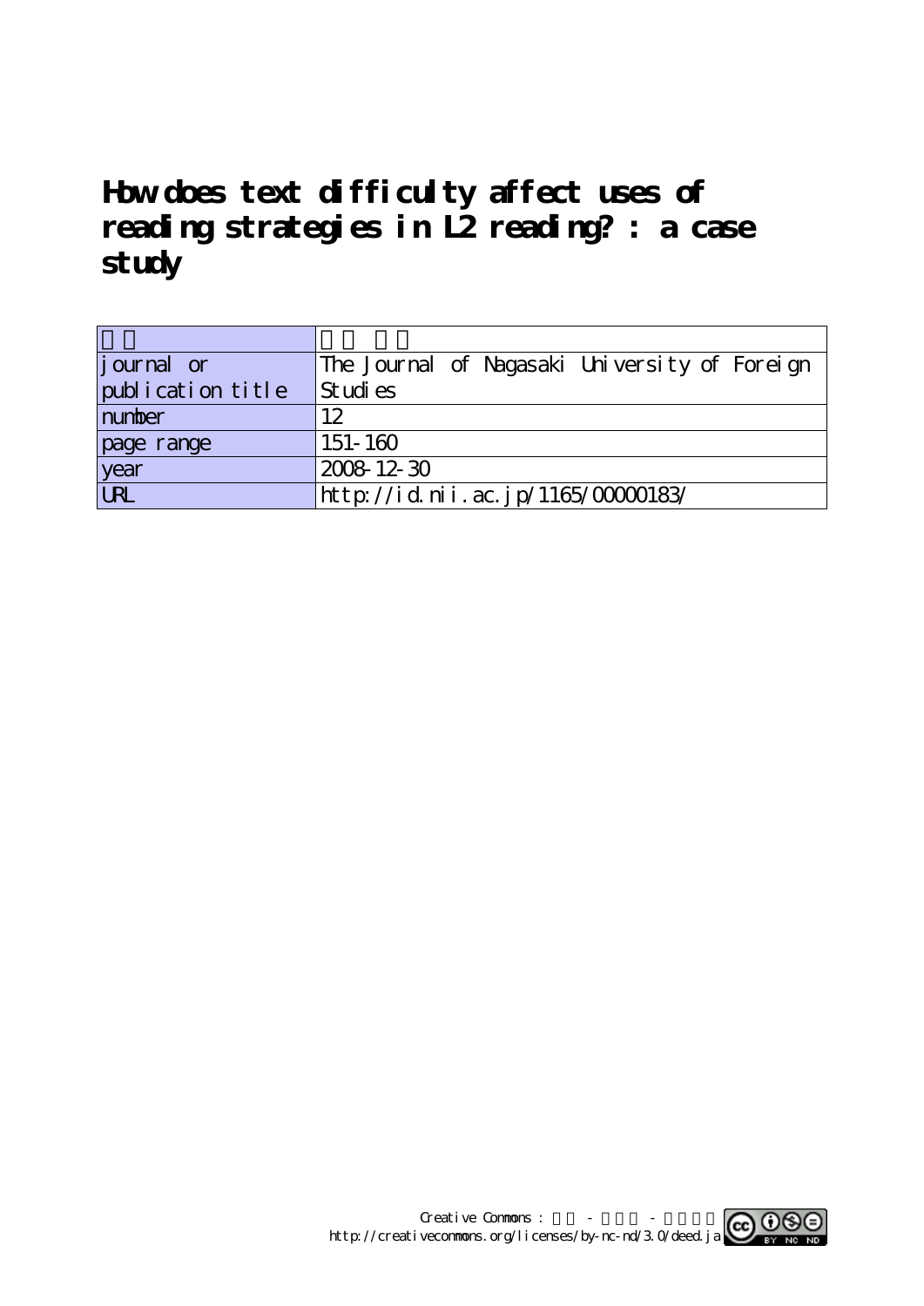# How does text difficulty affect uses of reading strategies in L2 reading? : a case study

| | |
|---|---|
| | |
| journal or publication title | The Journal of Nagasaki University of Foreign Studies |
| number | 12 |
| page range | 151-160 |
| year | 2008-12-30 |
| URL | http://id.nii.ac.jp/1165/00000183/ |

Creative Commons : - -
http://creativecommons.org/licenses/by-nc-nd/3.0/deed.ja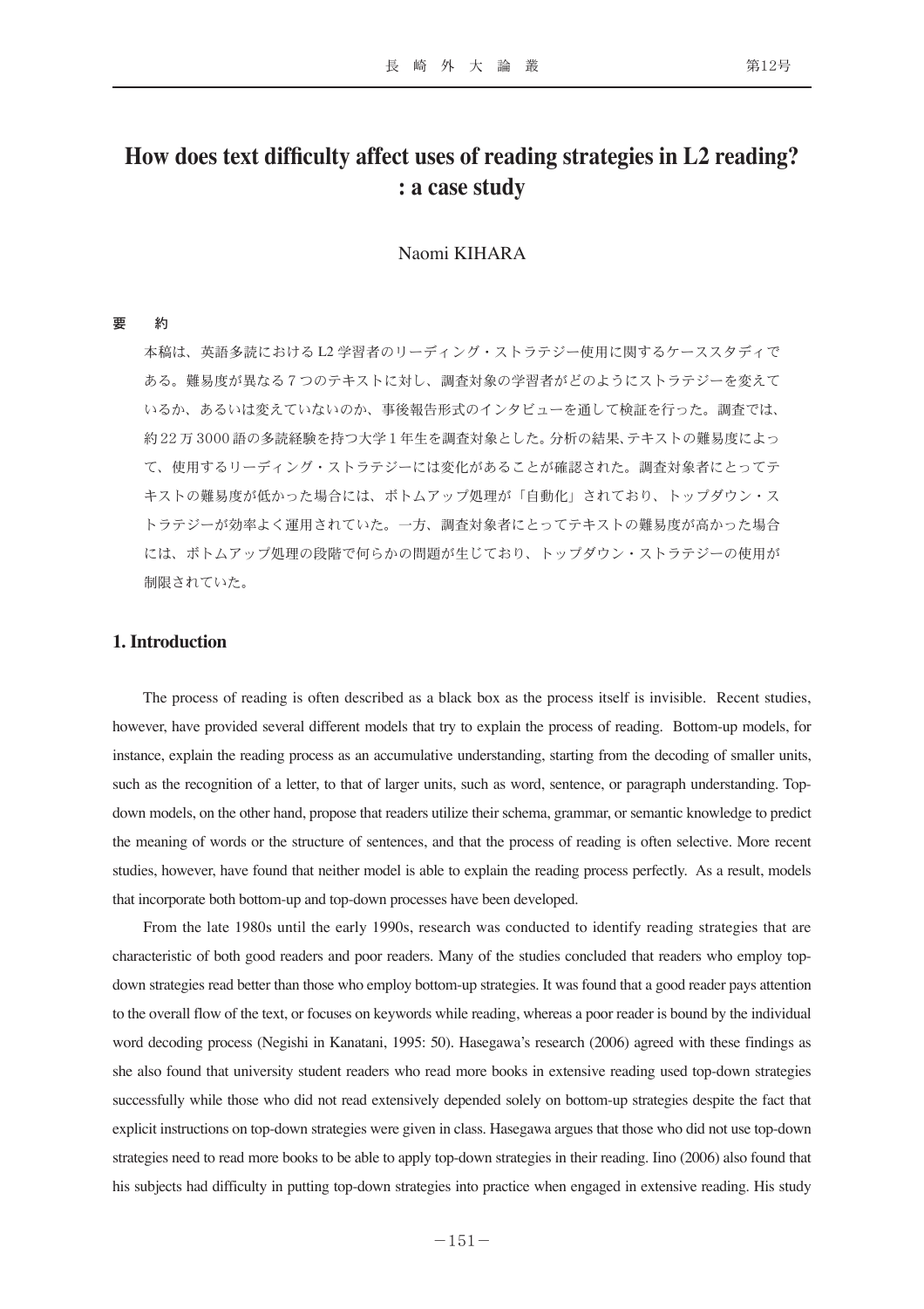# How does text difficulty affect uses of reading strategies in L2 reading? : a case study

Naomi KIHARA

**要　約**

本稿は、英語多読におけるL2学習者のリーディング・ストラテジー使用に関するケーススタディである。難易度が異なる７つのテキストに対し、調査対象の学習者がどのようにストラテジーを変えているか、あるいは変えていないのか、事後報告形式のインタビューを通して検証を行った。調査では、約22万3000語の多読経験を持つ大学１年生を調査対象とした。分析の結果、テキストの難易度によって、使用するリーディング・ストラテジーには変化があることが確認された。調査対象者にとってテキストの難易度が低かった場合には、ボトムアップ処理が「自動化」されており、トップダウン・ストラテジーが効率よく運用されていた。一方、調査対象者にとってテキストの難易度が高かった場合には、ボトムアップ処理の段階で何らかの問題が生じており、トップダウン・ストラテジーの使用が制限されていた。

## 1. Introduction

The process of reading is often described as a black box as the process itself is invisible. Recent studies, however, have provided several different models that try to explain the process of reading. Bottom-up models, for instance, explain the reading process as an accumulative understanding, starting from the decoding of smaller units, such as the recognition of a letter, to that of larger units, such as word, sentence, or paragraph understanding. Top-down models, on the other hand, propose that readers utilize their schema, grammar, or semantic knowledge to predict the meaning of words or the structure of sentences, and that the process of reading is often selective. More recent studies, however, have found that neither model is able to explain the reading process perfectly. As a result, models that incorporate both bottom-up and top-down processes have been developed.

From the late 1980s until the early 1990s, research was conducted to identify reading strategies that are characteristic of both good readers and poor readers. Many of the studies concluded that readers who employ top-down strategies read better than those who employ bottom-up strategies. It was found that a good reader pays attention to the overall flow of the text, or focuses on keywords while reading, whereas a poor reader is bound by the individual word decoding process (Negishi in Kanatani, 1995: 50). Hasegawa's research (2006) agreed with these findings as she also found that university student readers who read more books in extensive reading used top-down strategies successfully while those who did not read extensively depended solely on bottom-up strategies despite the fact that explicit instructions on top-down strategies were given in class. Hasegawa argues that those who did not use top-down strategies need to read more books to be able to apply top-down strategies in their reading. Iino (2006) also found that his subjects had difficulty in putting top-down strategies into practice when engaged in extensive reading. His study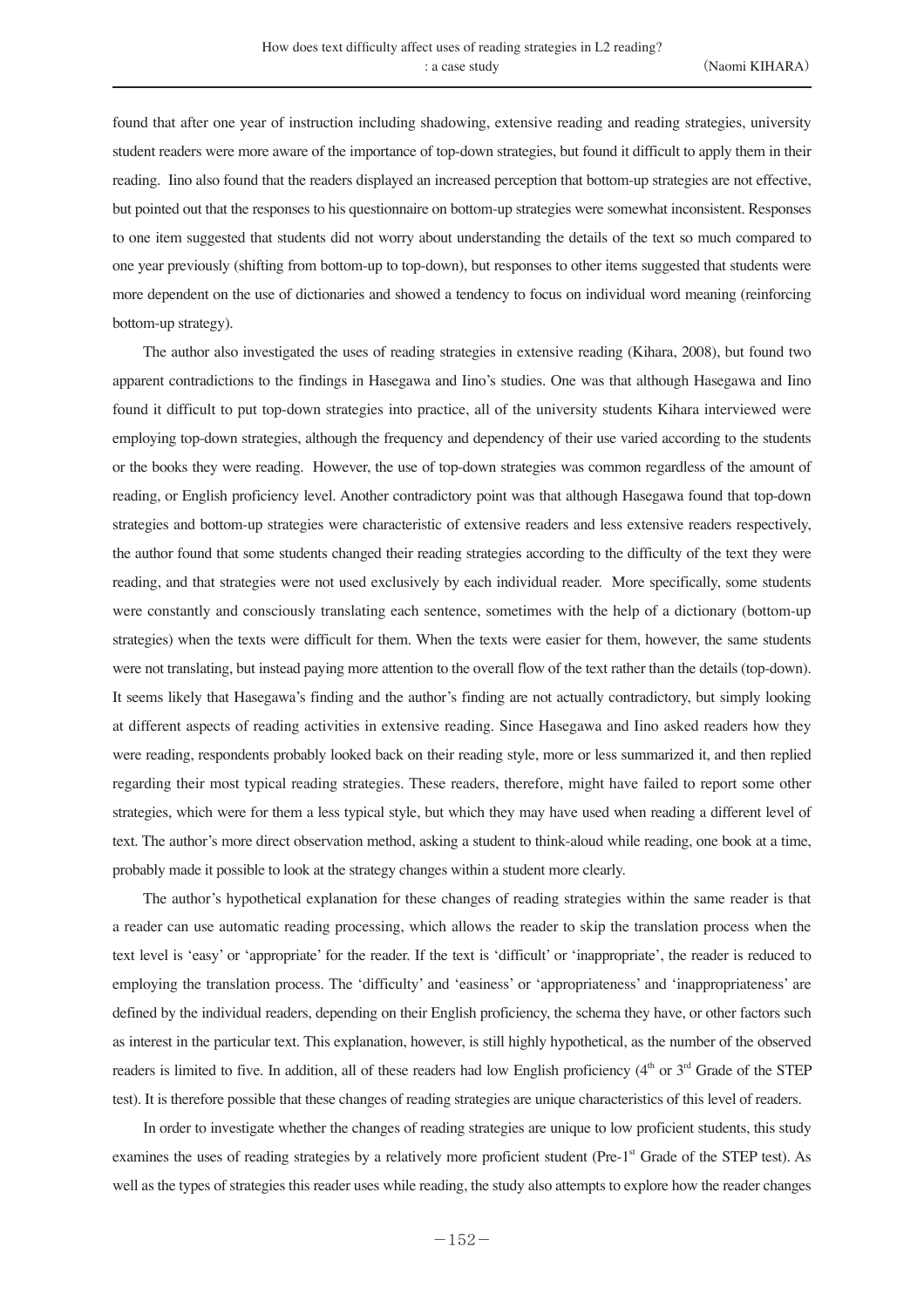found that after one year of instruction including shadowing, extensive reading and reading strategies, university student readers were more aware of the importance of top-down strategies, but found it difficult to apply them in their reading. Iino also found that the readers displayed an increased perception that bottom-up strategies are not effective, but pointed out that the responses to his questionnaire on bottom-up strategies were somewhat inconsistent. Responses to one item suggested that students did not worry about understanding the details of the text so much compared to one year previously (shifting from bottom-up to top-down), but responses to other items suggested that students were more dependent on the use of dictionaries and showed a tendency to focus on individual word meaning (reinforcing bottom-up strategy).

The author also investigated the uses of reading strategies in extensive reading (Kihara, 2008), but found two apparent contradictions to the findings in Hasegawa and Iino's studies. One was that although Hasegawa and Iino found it difficult to put top-down strategies into practice, all of the university students Kihara interviewed were employing top-down strategies, although the frequency and dependency of their use varied according to the students or the books they were reading. However, the use of top-down strategies was common regardless of the amount of reading, or English proficiency level. Another contradictory point was that although Hasegawa found that top-down strategies and bottom-up strategies were characteristic of extensive readers and less extensive readers respectively, the author found that some students changed their reading strategies according to the difficulty of the text they were reading, and that strategies were not used exclusively by each individual reader. More specifically, some students were constantly and consciously translating each sentence, sometimes with the help of a dictionary (bottom-up strategies) when the texts were difficult for them. When the texts were easier for them, however, the same students were not translating, but instead paying more attention to the overall flow of the text rather than the details (top-down). It seems likely that Hasegawa's finding and the author's finding are not actually contradictory, but simply looking at different aspects of reading activities in extensive reading. Since Hasegawa and Iino asked readers how they were reading, respondents probably looked back on their reading style, more or less summarized it, and then replied regarding their most typical reading strategies. These readers, therefore, might have failed to report some other strategies, which were for them a less typical style, but which they may have used when reading a different level of text. The author's more direct observation method, asking a student to think-aloud while reading, one book at a time, probably made it possible to look at the strategy changes within a student more clearly.

The author's hypothetical explanation for these changes of reading strategies within the same reader is that a reader can use automatic reading processing, which allows the reader to skip the translation process when the text level is 'easy' or 'appropriate' for the reader. If the text is 'difficult' or 'inappropriate', the reader is reduced to employing the translation process. The 'difficulty' and 'easiness' or 'appropriateness' and 'inappropriateness' are defined by the individual readers, depending on their English proficiency, the schema they have, or other factors such as interest in the particular text. This explanation, however, is still highly hypothetical, as the number of the observed readers is limited to five. In addition, all of these readers had low English proficiency (4th or 3rd Grade of the STEP test). It is therefore possible that these changes of reading strategies are unique characteristics of this level of readers.

In order to investigate whether the changes of reading strategies are unique to low proficient students, this study examines the uses of reading strategies by a relatively more proficient student (Pre-1st Grade of the STEP test). As well as the types of strategies this reader uses while reading, the study also attempts to explore how the reader changes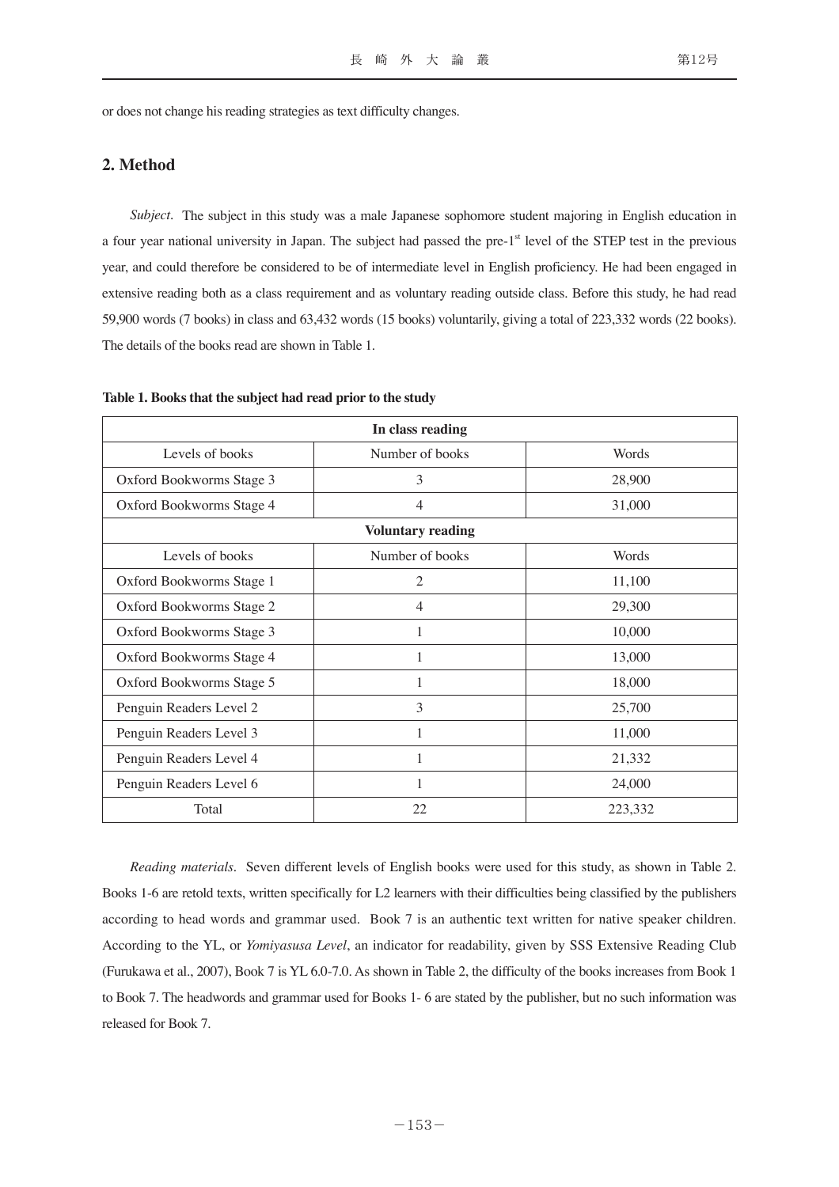or does not change his reading strategies as text difficulty changes.

## 2. Method

*Subject*. The subject in this study was a male Japanese sophomore student majoring in English education in a four year national university in Japan. The subject had passed the pre-1st level of the STEP test in the previous year, and could therefore be considered to be of intermediate level in English proficiency. He had been engaged in extensive reading both as a class requirement and as voluntary reading outside class. Before this study, he had read 59,900 words (7 books) in class and 63,432 words (15 books) voluntarily, giving a total of 223,332 words (22 books). The details of the books read are shown in Table 1.

**Table 1. Books that the subject had read prior to the study**

| **In class reading** | | |
|---|---|---|
| Levels of books | Number of books | Words |
| Oxford Bookworms Stage 3 | 3 | 28,900 |
| Oxford Bookworms Stage 4 | 4 | 31,000 |
| **Voluntary reading** | | |
| Levels of books | Number of books | Words |
| Oxford Bookworms Stage 1 | 2 | 11,100 |
| Oxford Bookworms Stage 2 | 4 | 29,300 |
| Oxford Bookworms Stage 3 | 1 | 10,000 |
| Oxford Bookworms Stage 4 | 1 | 13,000 |
| Oxford Bookworms Stage 5 | 1 | 18,000 |
| Penguin Readers Level 2 | 3 | 25,700 |
| Penguin Readers Level 3 | 1 | 11,000 |
| Penguin Readers Level 4 | 1 | 21,332 |
| Penguin Readers Level 6 | 1 | 24,000 |
| Total | 22 | 223,332 |

*Reading materials*. Seven different levels of English books were used for this study, as shown in Table 2. Books 1-6 are retold texts, written specifically for L2 learners with their difficulties being classified by the publishers according to head words and grammar used. Book 7 is an authentic text written for native speaker children. According to the YL, or *Yomiyasusa Level*, an indicator for readability, given by SSS Extensive Reading Club (Furukawa et al., 2007), Book 7 is YL 6.0-7.0. As shown in Table 2, the difficulty of the books increases from Book 1 to Book 7. The headwords and grammar used for Books 1- 6 are stated by the publisher, but no such information was released for Book 7.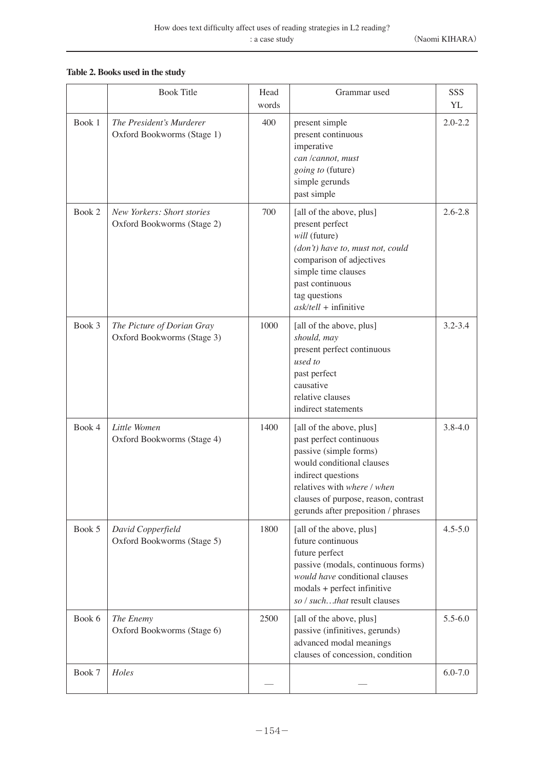**Table 2. Books used in the study**

| | Book Title | Head words | Grammar used | SSS YL |
|---|---|---|---|---|
| Book 1 | *The President's Murderer* Oxford Bookworms (Stage 1) | 400 | present simple<br>present continuous<br>imperative<br>*can /cannot, must*<br>*going to* (future)<br>simple gerunds<br>past simple | 2.0-2.2 |
| Book 2 | *New Yorkers: Short stories* Oxford Bookworms (Stage 2) | 700 | [all of the above, plus]<br>present perfect<br>*will* (future)<br>*(don't) have to, must not, could*<br>comparison of adjectives<br>simple time clauses<br>past continuous<br>tag questions<br>*ask/tell* + infinitive | 2.6-2.8 |
| Book 3 | *The Picture of Dorian Gray* Oxford Bookworms (Stage 3) | 1000 | [all of the above, plus]<br>*should, may*<br>present perfect continuous<br>*used to*<br>past perfect<br>causative<br>relative clauses<br>indirect statements | 3.2-3.4 |
| Book 4 | *Little Women* Oxford Bookworms (Stage 4) | 1400 | [all of the above, plus]<br>past perfect continuous<br>passive (simple forms)<br>would conditional clauses<br>indirect questions<br>relatives with *where* / *when*<br>clauses of purpose, reason, contrast<br>gerunds after preposition / phrases | 3.8-4.0 |
| Book 5 | *David Copperfield* Oxford Bookworms (Stage 5) | 1800 | [all of the above, plus]<br>future continuous<br>future perfect<br>passive (modals, continuous forms)<br>*would have* conditional clauses<br>modals + perfect infinitive<br>*so* / *such…that* result clauses | 4.5-5.0 |
| Book 6 | *The Enemy* Oxford Bookworms (Stage 6) | 2500 | [all of the above, plus]<br>passive (infinitives, gerunds)<br>advanced modal meanings<br>clauses of concession, condition | 5.5-6.0 |
| Book 7 | *Holes* | — | — | 6.0-7.0 |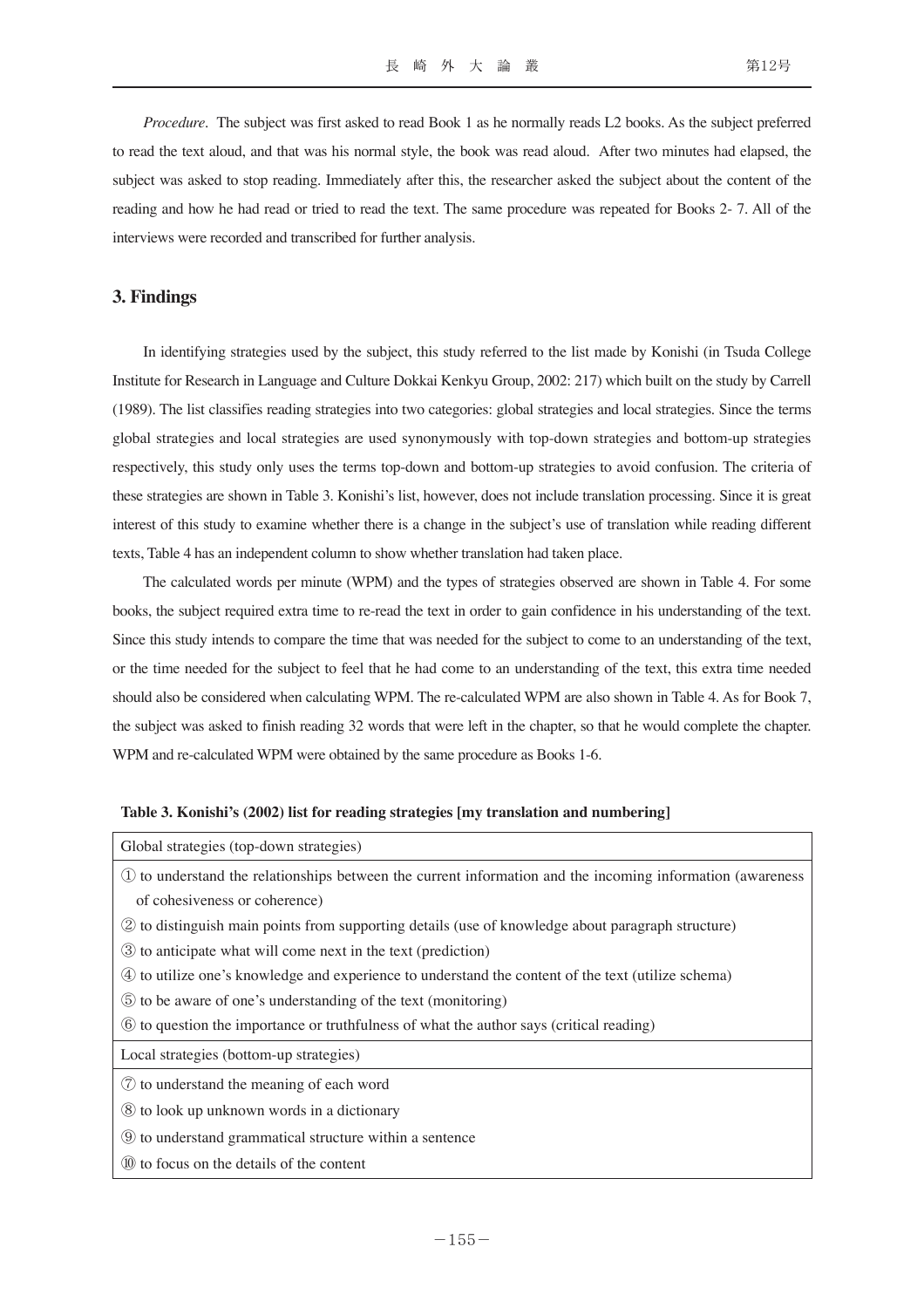*Procedure*. The subject was first asked to read Book 1 as he normally reads L2 books. As the subject preferred to read the text aloud, and that was his normal style, the book was read aloud. After two minutes had elapsed, the subject was asked to stop reading. Immediately after this, the researcher asked the subject about the content of the reading and how he had read or tried to read the text. The same procedure was repeated for Books 2- 7. All of the interviews were recorded and transcribed for further analysis.

## 3. Findings

In identifying strategies used by the subject, this study referred to the list made by Konishi (in Tsuda College Institute for Research in Language and Culture Dokkai Kenkyu Group, 2002: 217) which built on the study by Carrell (1989). The list classifies reading strategies into two categories: global strategies and local strategies. Since the terms global strategies and local strategies are used synonymously with top-down strategies and bottom-up strategies respectively, this study only uses the terms top-down and bottom-up strategies to avoid confusion. The criteria of these strategies are shown in Table 3. Konishi's list, however, does not include translation processing. Since it is great interest of this study to examine whether there is a change in the subject's use of translation while reading different texts, Table 4 has an independent column to show whether translation had taken place.

The calculated words per minute (WPM) and the types of strategies observed are shown in Table 4. For some books, the subject required extra time to re-read the text in order to gain confidence in his understanding of the text. Since this study intends to compare the time that was needed for the subject to come to an understanding of the text, or the time needed for the subject to feel that he had come to an understanding of the text, this extra time needed should also be considered when calculating WPM. The re-calculated WPM are also shown in Table 4. As for Book 7, the subject was asked to finish reading 32 words that were left in the chapter, so that he would complete the chapter. WPM and re-calculated WPM were obtained by the same procedure as Books 1-6.

**Table 3. Konishi's (2002) list for reading strategies [my translation and numbering]**

| Global strategies (top-down strategies) |
|---|
| ① to understand the relationships between the current information and the incoming information (awareness of cohesiveness or coherence) |
| ② to distinguish main points from supporting details (use of knowledge about paragraph structure) |
| ③ to anticipate what will come next in the text (prediction) |
| ④ to utilize one's knowledge and experience to understand the content of the text (utilize schema) |
| ⑤ to be aware of one's understanding of the text (monitoring) |
| ⑥ to question the importance or truthfulness of what the author says (critical reading) |
| **Local strategies (bottom-up strategies)** |
| ⑦ to understand the meaning of each word |
| ⑧ to look up unknown words in a dictionary |
| ⑨ to understand grammatical structure within a sentence |
| ⑩ to focus on the details of the content |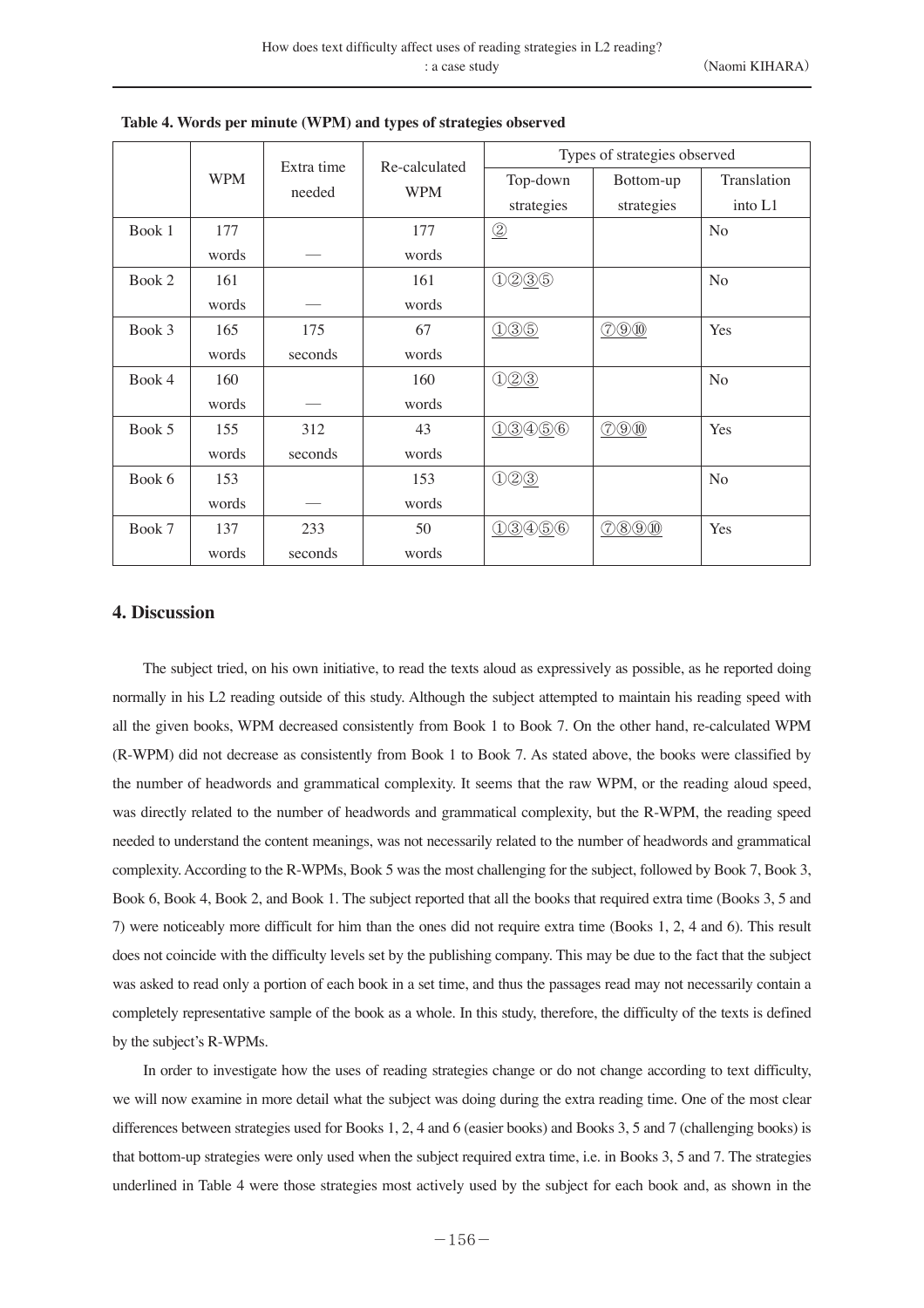**Table 4. Words per minute (WPM) and types of strategies observed**

| | WPM | Extra time needed | Re-calculated WPM | Types of strategies observed | | |
|---|---|---|---|---|---|---|
| | | | | Top-down strategies | Bottom-up strategies | Translation into L1 |
| Book 1 | 177 words | — | 177 words | ② | | No |
| Book 2 | 161 words | — | 161 words | ①②③⑤ | | No |
| Book 3 | 165 words | 175 seconds | 67 words | ①③⑤ | ⑦⑨⑩ | Yes |
| Book 4 | 160 words | — | 160 words | ①②③ | | No |
| Book 5 | 155 words | 312 seconds | 43 words | ①③④⑤⑥ | ⑦⑨⑩ | Yes |
| Book 6 | 153 words | — | 153 words | ①②③ | | No |
| Book 7 | 137 words | 233 seconds | 50 words | ①③④⑤⑥ | ⑦⑧⑨⑩ | Yes |

## 4. Discussion

The subject tried, on his own initiative, to read the texts aloud as expressively as possible, as he reported doing normally in his L2 reading outside of this study. Although the subject attempted to maintain his reading speed with all the given books, WPM decreased consistently from Book 1 to Book 7. On the other hand, re-calculated WPM (R-WPM) did not decrease as consistently from Book 1 to Book 7. As stated above, the books were classified by the number of headwords and grammatical complexity. It seems that the raw WPM, or the reading aloud speed, was directly related to the number of headwords and grammatical complexity, but the R-WPM, the reading speed needed to understand the content meanings, was not necessarily related to the number of headwords and grammatical complexity. According to the R-WPMs, Book 5 was the most challenging for the subject, followed by Book 7, Book 3, Book 6, Book 4, Book 2, and Book 1. The subject reported that all the books that required extra time (Books 3, 5 and 7) were noticeably more difficult for him than the ones did not require extra time (Books 1, 2, 4 and 6). This result does not coincide with the difficulty levels set by the publishing company. This may be due to the fact that the subject was asked to read only a portion of each book in a set time, and thus the passages read may not necessarily contain a completely representative sample of the book as a whole. In this study, therefore, the difficulty of the texts is defined by the subject's R-WPMs.

In order to investigate how the uses of reading strategies change or do not change according to text difficulty, we will now examine in more detail what the subject was doing during the extra reading time. One of the most clear differences between strategies used for Books 1, 2, 4 and 6 (easier books) and Books 3, 5 and 7 (challenging books) is that bottom-up strategies were only used when the subject required extra time, i.e. in Books 3, 5 and 7. The strategies underlined in Table 4 were those strategies most actively used by the subject for each book and, as shown in the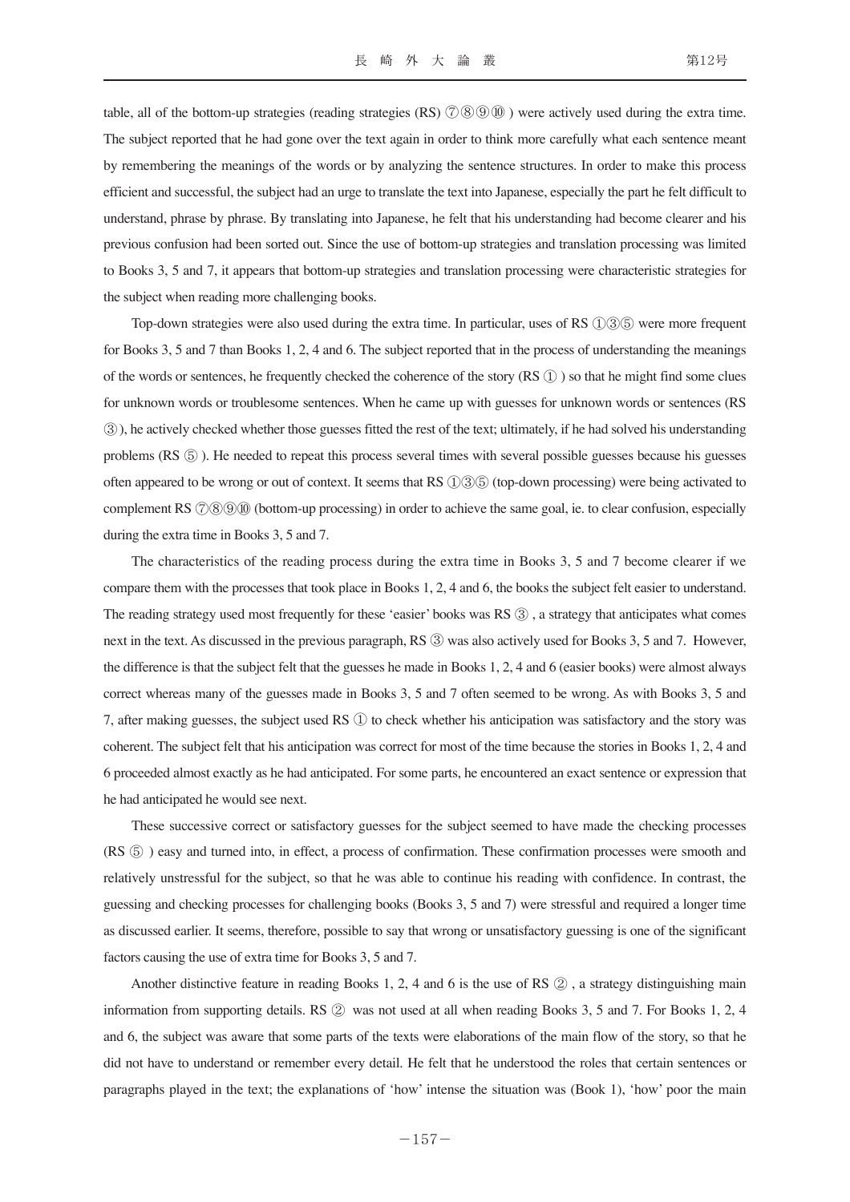table, all of the bottom-up strategies (reading strategies (RS) ⑦⑧⑨⑩ ) were actively used during the extra time. The subject reported that he had gone over the text again in order to think more carefully what each sentence meant by remembering the meanings of the words or by analyzing the sentence structures. In order to make this process efficient and successful, the subject had an urge to translate the text into Japanese, especially the part he felt difficult to understand, phrase by phrase. By translating into Japanese, he felt that his understanding had become clearer and his previous confusion had been sorted out. Since the use of bottom-up strategies and translation processing was limited to Books 3, 5 and 7, it appears that bottom-up strategies and translation processing were characteristic strategies for the subject when reading more challenging books.

Top-down strategies were also used during the extra time. In particular, uses of RS ①③⑤ were more frequent for Books 3, 5 and 7 than Books 1, 2, 4 and 6. The subject reported that in the process of understanding the meanings of the words or sentences, he frequently checked the coherence of the story (RS ① ) so that he might find some clues for unknown words or troublesome sentences. When he came up with guesses for unknown words or sentences (RS ③ ), he actively checked whether those guesses fitted the rest of the text; ultimately, if he had solved his understanding problems (RS ⑤ ). He needed to repeat this process several times with several possible guesses because his guesses often appeared to be wrong or out of context. It seems that RS ①③⑤ (top-down processing) were being activated to complement RS ⑦⑧⑨⑩ (bottom-up processing) in order to achieve the same goal, ie. to clear confusion, especially during the extra time in Books 3, 5 and 7.

The characteristics of the reading process during the extra time in Books 3, 5 and 7 become clearer if we compare them with the processes that took place in Books 1, 2, 4 and 6, the books the subject felt easier to understand. The reading strategy used most frequently for these 'easier' books was RS ③ , a strategy that anticipates what comes next in the text. As discussed in the previous paragraph, RS ③ was also actively used for Books 3, 5 and 7. However, the difference is that the subject felt that the guesses he made in Books 1, 2, 4 and 6 (easier books) were almost always correct whereas many of the guesses made in Books 3, 5 and 7 often seemed to be wrong. As with Books 3, 5 and 7, after making guesses, the subject used RS ① to check whether his anticipation was satisfactory and the story was coherent. The subject felt that his anticipation was correct for most of the time because the stories in Books 1, 2, 4 and 6 proceeded almost exactly as he had anticipated. For some parts, he encountered an exact sentence or expression that he had anticipated he would see next.

These successive correct or satisfactory guesses for the subject seemed to have made the checking processes (RS ⑤ ) easy and turned into, in effect, a process of confirmation. These confirmation processes were smooth and relatively unstressful for the subject, so that he was able to continue his reading with confidence. In contrast, the guessing and checking processes for challenging books (Books 3, 5 and 7) were stressful and required a longer time as discussed earlier. It seems, therefore, possible to say that wrong or unsatisfactory guessing is one of the significant factors causing the use of extra time for Books 3, 5 and 7.

Another distinctive feature in reading Books 1, 2, 4 and 6 is the use of RS ② , a strategy distinguishing main information from supporting details. RS ② was not used at all when reading Books 3, 5 and 7. For Books 1, 2, 4 and 6, the subject was aware that some parts of the texts were elaborations of the main flow of the story, so that he did not have to understand or remember every detail. He felt that he understood the roles that certain sentences or paragraphs played in the text; the explanations of 'how' intense the situation was (Book 1), 'how' poor the main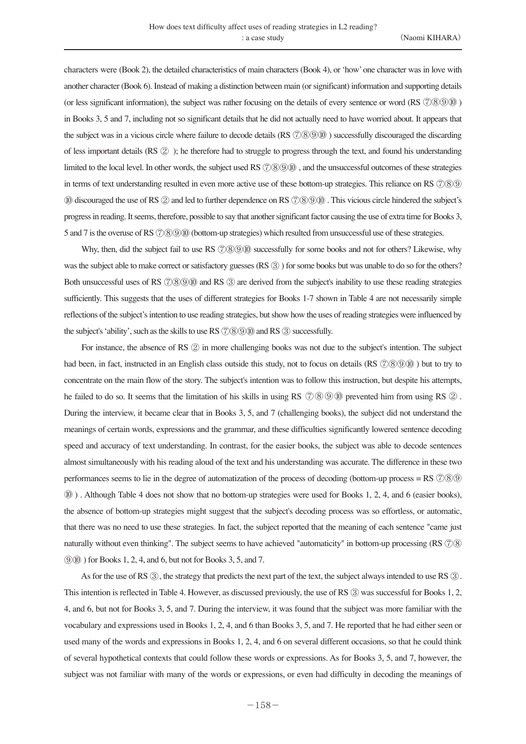characters were (Book 2), the detailed characteristics of main characters (Book 4), or 'how' one character was in love with another character (Book 6). Instead of making a distinction between main (or significant) information and supporting details (or less significant information), the subject was rather focusing on the details of every sentence or word (RS ⑦⑧⑨⑩ ) in Books 3, 5 and 7, including not so significant details that he did not actually need to have worried about. It appears that the subject was in a vicious circle where failure to decode details (RS ⑦⑧⑨⑩ ) successfully discouraged the discarding of less important details (RS ② ); he therefore had to struggle to progress through the text, and found his understanding limited to the local level. In other words, the subject used RS ⑦⑧⑨⑩ , and the unsuccessful outcomes of these strategies in terms of text understanding resulted in even more active use of these bottom-up strategies. This reliance on RS ⑦⑧⑨⑩ discouraged the use of RS ② and led to further dependence on RS ⑦⑧⑨⑩ . This vicious circle hindered the subject's progress in reading. It seems, therefore, possible to say that another significant factor causing the use of extra time for Books 3, 5 and 7 is the overuse of RS ⑦⑧⑨⑩ (bottom-up strategies) which resulted from unsuccessful use of these strategies.

Why, then, did the subject fail to use RS ⑦⑧⑨⑩ successfully for some books and not for others? Likewise, why was the subject able to make correct or satisfactory guesses (RS ③ ) for some books but was unable to do so for the others? Both unsuccessful uses of RS ⑦⑧⑨⑩ and RS ③ are derived from the subject's inability to use these reading strategies sufficiently. This suggests that the uses of different strategies for Books 1-7 shown in Table 4 are not necessarily simple reflections of the subject's intention to use reading strategies, but show how the uses of reading strategies were influenced by the subject's 'ability', such as the skills to use RS ⑦⑧⑨⑩ and RS ③ successfully.

For instance, the absence of RS ② in more challenging books was not due to the subject's intention. The subject had been, in fact, instructed in an English class outside this study, not to focus on details (RS ⑦⑧⑨⑩ ) but to try to concentrate on the main flow of the story. The subject's intention was to follow this instruction, but despite his attempts, he failed to do so. It seems that the limitation of his skills in using RS ⑦⑧⑨⑩ prevented him from using RS ② . During the interview, it became clear that in Books 3, 5, and 7 (challenging books), the subject did not understand the meanings of certain words, expressions and the grammar, and these difficulties significantly lowered sentence decoding speed and accuracy of text understanding. In contrast, for the easier books, the subject was able to decode sentences almost simultaneously with his reading aloud of the text and his understanding was accurate. The difference in these two performances seems to lie in the degree of automatization of the process of decoding (bottom-up process = RS ⑦⑧⑨⑩ ) . Although Table 4 does not show that no bottom-up strategies were used for Books 1, 2, 4, and 6 (easier books), the absence of bottom-up strategies might suggest that the subject's decoding process was so effortless, or automatic, that there was no need to use these strategies. In fact, the subject reported that the meaning of each sentence "came just naturally without even thinking". The subject seems to have achieved "automaticity" in bottom-up processing (RS ⑦⑧⑨⑩ ) for Books 1, 2, 4, and 6, but not for Books 3, 5, and 7.

As for the use of RS ③, the strategy that predicts the next part of the text, the subject always intended to use RS ③. This intention is reflected in Table 4. However, as discussed previously, the use of RS ③ was successful for Books 1, 2, 4, and 6, but not for Books 3, 5, and 7. During the interview, it was found that the subject was more familiar with the vocabulary and expressions used in Books 1, 2, 4, and 6 than Books 3, 5, and 7. He reported that he had either seen or used many of the words and expressions in Books 1, 2, 4, and 6 on several different occasions, so that he could think of several hypothetical contexts that could follow these words or expressions. As for Books 3, 5, and 7, however, the subject was not familiar with many of the words or expressions, or even had difficulty in decoding the meanings of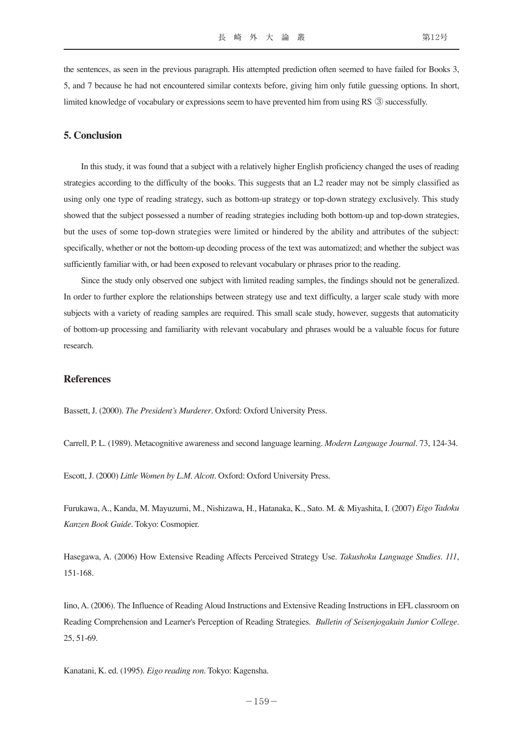the sentences, as seen in the previous paragraph. His attempted prediction often seemed to have failed for Books 3, 5, and 7 because he had not encountered similar contexts before, giving him only futile guessing options. In short, limited knowledge of vocabulary or expressions seem to have prevented him from using RS ③ successfully.

## 5. Conclusion

In this study, it was found that a subject with a relatively higher English proficiency changed the uses of reading strategies according to the difficulty of the books. This suggests that an L2 reader may not be simply classified as using only one type of reading strategy, such as bottom-up strategy or top-down strategy exclusively. This study showed that the subject possessed a number of reading strategies including both bottom-up and top-down strategies, but the uses of some top-down strategies were limited or hindered by the ability and attributes of the subject: specifically, whether or not the bottom-up decoding process of the text was automatized; and whether the subject was sufficiently familiar with, or had been exposed to relevant vocabulary or phrases prior to the reading.

Since the study only observed one subject with limited reading samples, the findings should not be generalized. In order to further explore the relationships between strategy use and text difficulty, a larger scale study with more subjects with a variety of reading samples are required. This small scale study, however, suggests that automaticity of bottom-up processing and familiarity with relevant vocabulary and phrases would be a valuable focus for future research.

## References

Bassett, J. (2000). *The President's Murderer*. Oxford: Oxford University Press.

Carrell, P. L. (1989). Metacognitive awareness and second language learning. *Modern Language Journal*. 73, 124-34.

Escott, J. (2000) *Little Women by L.M. Alcott*. Oxford: Oxford University Press.

Furukawa, A., Kanda, M. Mayuzumi, M., Nishizawa, H., Hatanaka, K., Sato. M. & Miyashita, I. (2007) *Eigo Tadoku Kanzen Book Guide*. Tokyo: Cosmopier.

Hasegawa, A. (2006) How Extensive Reading Affects Perceived Strategy Use. *Takushoku Language Studies. 111*, 151-168.

Iino, A. (2006). The Influence of Reading Aloud Instructions and Extensive Reading Instructions in EFL classroom on Reading Comprehension and Learner's Perception of Reading Strategies. *Bulletin of Seisenjogakuin Junior College*. 25, 51-69.

Kanatani, K. ed. (1995). *Eigo reading ron*. Tokyo: Kagensha.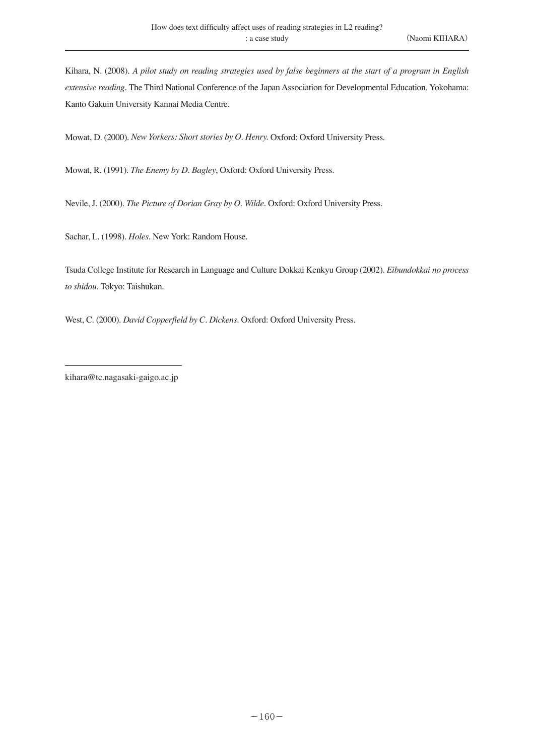Kihara, N. (2008). *A pilot study on reading strategies used by false beginners at the start of a program in English extensive reading*. The Third National Conference of the Japan Association for Developmental Education. Yokohama: Kanto Gakuin University Kannai Media Centre.

Mowat, D. (2000). *New Yorkers: Short stories by O. Henry*. Oxford: Oxford University Press.

Mowat, R. (1991). *The Enemy by D. Bagley*, Oxford: Oxford University Press.

Nevile, J. (2000). *The Picture of Dorian Gray by O. Wilde*. Oxford: Oxford University Press.

Sachar, L. (1998). *Holes*. New York: Random House.

Tsuda College Institute for Research in Language and Culture Dokkai Kenkyu Group (2002). *Eibundokkai no process to shidou*. Tokyo: Taishukan.

West, C. (2000). *David Copperfield by C. Dickens*. Oxford: Oxford University Press.

---

kihara@tc.nagasaki-gaigo.ac.jp